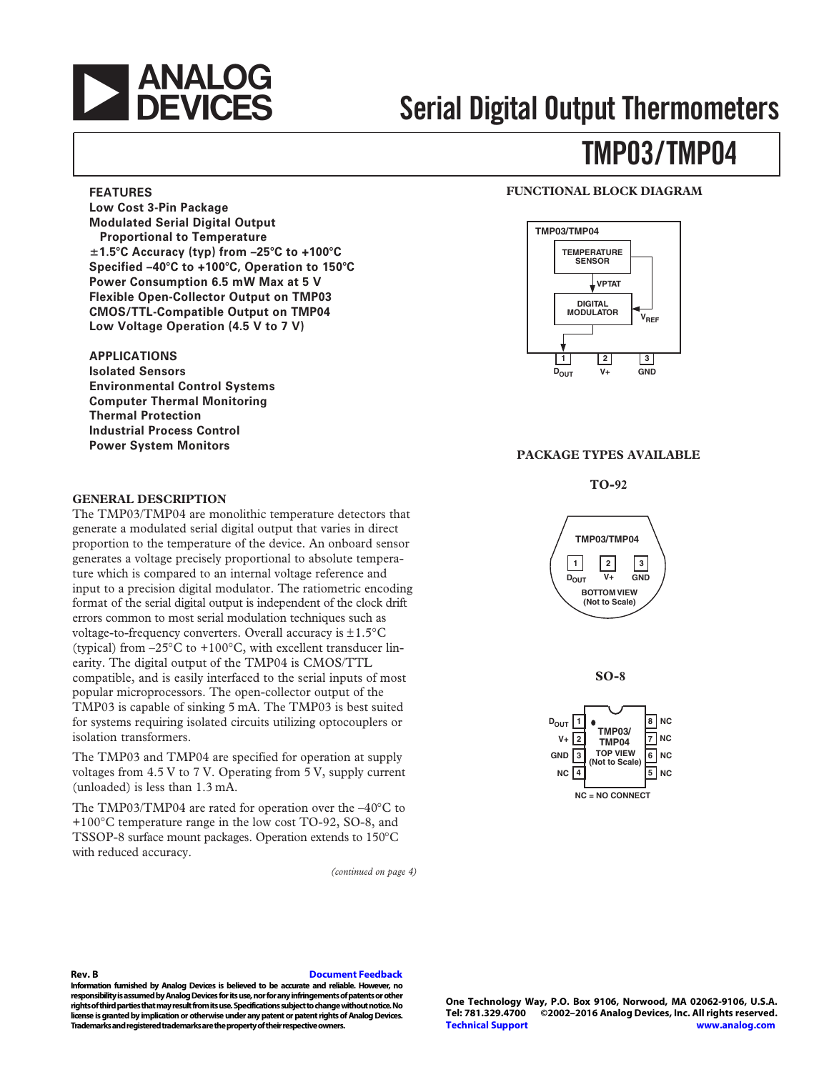# Serial Digital Output Thermometers

# TMP03/TMP04

## FEATURES

- Low Cost 3-Pin Package
- Modulated Serial Digital Output Proportional to Temperature
- ±1.5°C Accuracy (typ) from –25°C to +100°C
- Specified –40°C to +100°C, Operation to 150°C
- Power Consumption 6.5 mW Max at 5 V
- Flexible Open-Collector Output on TMP03
- CMOS/TTL-Compatible Output on TMP04
- Low Voltage Operation (4.5 V to 7 V)

## APPLICATIONS

- Isolated Sensors
- Environmental Control Systems
- Computer Thermal Monitoring
- Thermal Protection
- Industrial Process Control
- Power System Monitors

## FUNCTIONAL BLOCK DIAGRAM

TMP03/TMP04

TEMPERATURE SENSOR

VPTAT

DIGITAL MODULATOR

$V_{REF}$

1 $D_{OUT}$ 2 V+ 3 GND

## PACKAGE TYPES AVAILABLE

### TO-92

TMP03/TMP04

1 $D_{OUT}$ 2 V+ 3 GND

BOTTOM VIEW (Not to Scale)

### SO-8

TMP03/ TMP04 TOP VIEW (Not to Scale)

$D_{OUT}$ 1, V+ 2, GND 3, NC 4, NC 5, NC 6, NC 7, NC 8

NC = NO CONNECT

## GENERAL DESCRIPTION

The TMP03/TMP04 are monolithic temperature detectors that generate a modulated serial digital output that varies in direct proportion to the temperature of the device. An onboard sensor generates a voltage precisely proportional to absolute temperature which is compared to an internal voltage reference and input to a precision digital modulator. The ratiometric encoding format of the serial digital output is independent of the clock drift errors common to most serial modulation techniques such as voltage-to-frequency converters. Overall accuracy is ±1.5°C (typical) from –25°C to +100°C, with excellent transducer linearity. The digital output of the TMP04 is CMOS/TTL compatible, and is easily interfaced to the serial inputs of most popular microprocessors. The open-collector output of the TMP03 is capable of sinking 5 mA. The TMP03 is best suited for systems requiring isolated circuits utilizing optocouplers or isolation transformers.

The TMP03 and TMP04 are specified for operation at supply voltages from 4.5 V to 7 V. Operating from 5 V, supply current (unloaded) is less than 1.3 mA.

The TMP03/TMP04 are rated for operation over the –40°C to +100°C temperature range in the low cost TO-92, SO-8, and TSSOP-8 surface mount packages. Operation extends to 150°C with reduced accuracy.

*(continued on page 4)*

Rev. B

Document Feedback

Information furnished by Analog Devices is believed to be accurate and reliable. However, no responsibility is assumed by Analog Devices for its use, nor for any infringements of patents or other rights of third parties that may result from its use. Specifications subject to change without notice. No license is granted by implication or otherwise under any patent or patent rights of Analog Devices. Trademarks and registered trademarks are the property of their respective owners.

One Technology Way, P.O. Box 9106, Norwood, MA 02062-9106, U.S.A.
Tel: 781.329.4700 ©2002–2016 Analog Devices, Inc. All rights reserved.
Technical Support www.analog.com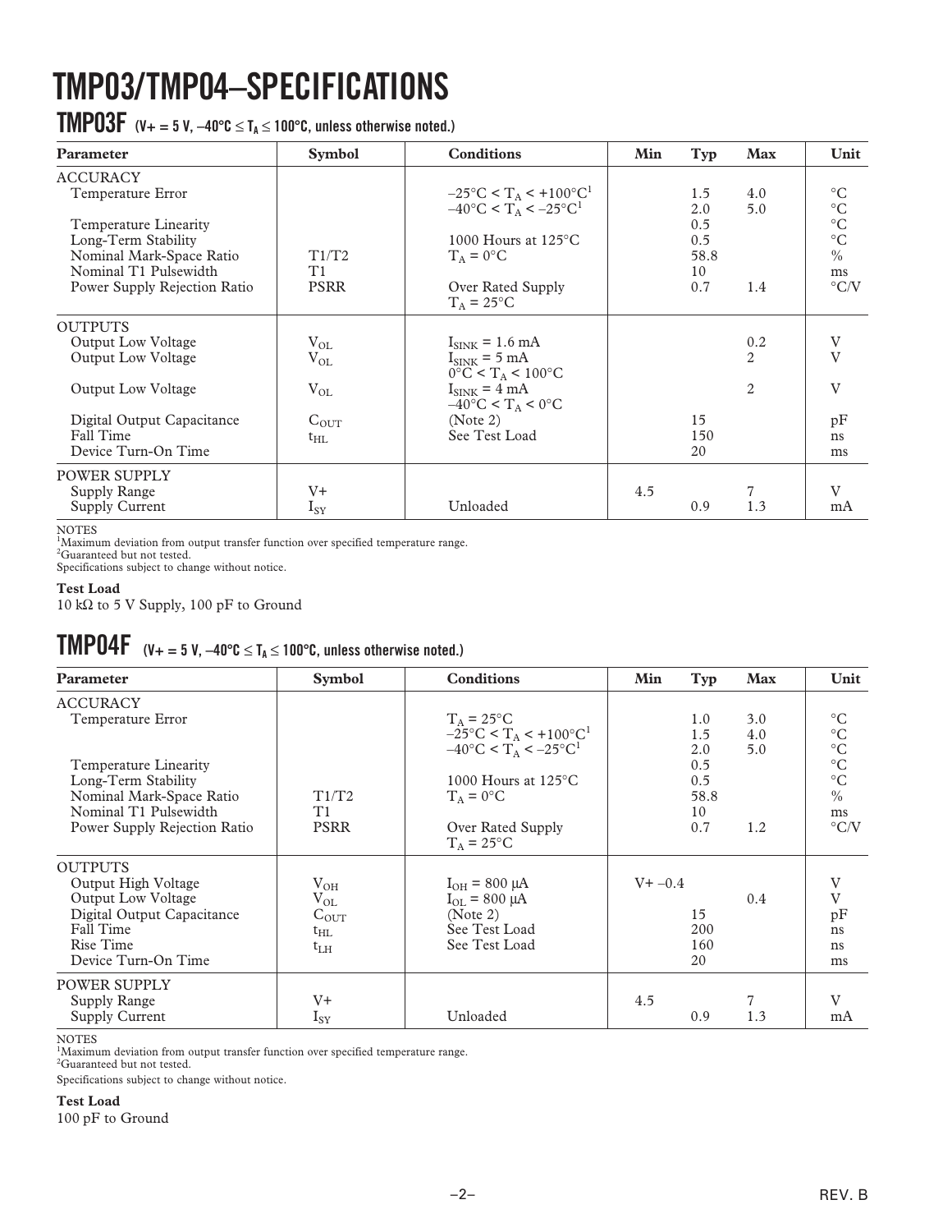# TMP03/TMP04–SPECIFICATIONS

## TMP03F (V+ = 5 V, –40°C ≤ $T_A$ ≤ 100°C, unless otherwise noted.)

| Parameter | Symbol | Conditions | Min | Typ | Max | Unit |
|---|---|---|---|---|---|---|
| ACCURACY | | | | | | |
| Temperature Error | | –25°C < $T_A$ < +100°C[1] | | 1.5 | 4.0 | °C |
| | | –40°C < $T_A$ < –25°C[1] | | 2.0 | 5.0 | °C |
| Temperature Linearity | | | | 0.5 | | °C |
| Long-Term Stability | | 1000 Hours at 125°C | | 0.5 | | °C |
| Nominal Mark-Space Ratio | T1/T2 | $T_A$ = 0°C | | 58.8 | | % |
| Nominal T1 Pulsewidth | T1 | | | 10 | | ms |
| Power Supply Rejection Ratio | PSRR | Over Rated Supply $T_A$ = 25°C | | 0.7 | 1.4 | °C/V |
| OUTPUTS | | | | | | |
| Output Low Voltage | $V_{OL}$ | $I_{SINK}$ = 1.6 mA | | | 0.2 | V |
| Output Low Voltage | $V_{OL}$ | $I_{SINK}$ = 5 mA 0°C < $T_A$ < 100°C | | | 2 | V |
| Output Low Voltage | $V_{OL}$ | $I_{SINK}$ = 4 mA –40°C < $T_A$ < 0°C | | | 2 | V |
| Digital Output Capacitance | $C_{OUT}$ | (Note 2) | | 15 | | pF |
| Fall Time | $t_{HL}$ | See Test Load | | 150 | | ns |
| Device Turn-On Time | | | | 20 | | ms |
| POWER SUPPLY | | | | | | |
| Supply Range | V+ | | 4.5 | | 7 | V |
| Supply Current | $I_{SY}$ | Unloaded | | 0.9 | 1.3 | mA |

NOTES
[1]Maximum deviation from output transfer function over specified temperature range.
[2]Guaranteed but not tested.
Specifications subject to change without notice.

**Test Load**
10 kΩ to 5 V Supply, 100 pF to Ground

## TMP04F (V+ = 5 V, –40°C ≤ $T_A$ ≤ 100°C, unless otherwise noted.)

| Parameter | Symbol | Conditions | Min | Typ | Max | Unit |
|---|---|---|---|---|---|---|
| ACCURACY | | | | | | |
| Temperature Error | | $T_A$ = 25°C | | 1.0 | 3.0 | °C |
| | | –25°C < $T_A$ < +100°C[1] | | 1.5 | 4.0 | °C |
| | | –40°C < $T_A$ < –25°C[1] | | 2.0 | 5.0 | °C |
| Temperature Linearity | | | | 0.5 | | °C |
| Long-Term Stability | | 1000 Hours at 125°C | | 0.5 | | °C |
| Nominal Mark-Space Ratio | T1/T2 | $T_A$ = 0°C | | 58.8 | | % |
| Nominal T1 Pulsewidth | T1 | | | 10 | | ms |
| Power Supply Rejection Ratio | PSRR | Over Rated Supply $T_A$ = 25°C | | 0.7 | 1.2 | °C/V |
| OUTPUTS | | | | | | |
| Output High Voltage | $V_{OH}$ | $I_{OH}$ = 800 μA | V+ –0.4 | | | V |
| Output Low Voltage | $V_{OL}$ | $I_{OL}$ = 800 μA | | | 0.4 | V |
| Digital Output Capacitance | $C_{OUT}$ | (Note 2) | | 15 | | pF |
| Fall Time | $t_{HL}$ | See Test Load | | 200 | | ns |
| Rise Time | $t_{LH}$ | See Test Load | | 160 | | ns |
| Device Turn-On Time | | | | 20 | | ms |
| POWER SUPPLY | | | | | | |
| Supply Range | V+ | | 4.5 | | 7 | V |
| Supply Current | $I_{SY}$ | Unloaded | | 0.9 | 1.3 | mA |

NOTES
[1]Maximum deviation from output transfer function over specified temperature range.
[2]Guaranteed but not tested.
Specifications subject to change without notice.

**Test Load**
100 pF to Ground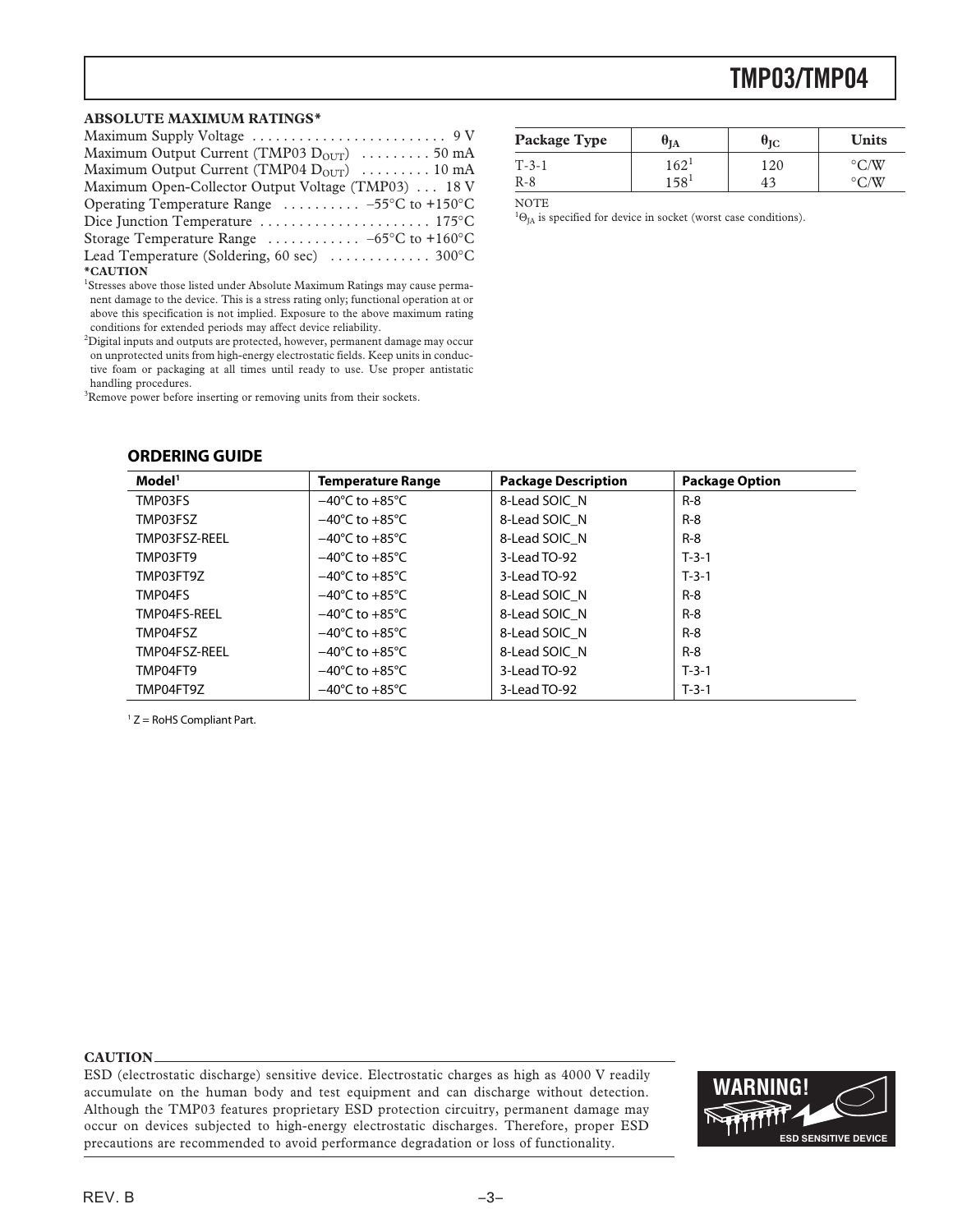## ABSOLUTE MAXIMUM RATINGS*

Maximum Supply Voltage . . . . . . . . . . . . . . . . . . . . . . . . . 9 V
Maximum Output Current (TMP03 $D_{OUT}$) . . . . . . . . . 50 mA
Maximum Output Current (TMP04 $D_{OUT}$) . . . . . . . . . 10 mA
Maximum Open-Collector Output Voltage (TMP03) . . . 18 V
Operating Temperature Range . . . . . . . . . . –55°C to +150°C
Dice Junction Temperature . . . . . . . . . . . . . . . . . . . . . . 175°C
Storage Temperature Range . . . . . . . . . . . . –65°C to +160°C
Lead Temperature (Soldering, 60 sec) . . . . . . . . . . . . . 300°C

***CAUTION**

[1]Stresses above those listed under Absolute Maximum Ratings may cause permanent damage to the device. This is a stress rating only; functional operation at or above this specification is not implied. Exposure to the above maximum rating conditions for extended periods may affect device reliability.

[2]Digital inputs and outputs are protected, however, permanent damage may occur on unprotected units from high-energy electrostatic fields. Keep units in conductive foam or packaging at all times until ready to use. Use proper antistatic handling procedures.

[3]Remove power before inserting or removing units from their sockets.

| Package Type | $\theta_{JA}$ | $\theta_{JC}$ | Units |
|---|---|---|---|
| T-3-1 | 162[1] | 120 | °C/W |
| R-8 | 158[1] | 43 | °C/W |

NOTE
[1]$\Theta_{JA}$ is specified for device in socket (worst case conditions).

## ORDERING GUIDE

| Model[1] | Temperature Range | Package Description | Package Option |
|---|---|---|---|
| TMP03FS | −40°C to +85°C | 8-Lead SOIC_N | R-8 |
| TMP03FSZ | −40°C to +85°C | 8-Lead SOIC_N | R-8 |
| TMP03FSZ-REEL | −40°C to +85°C | 8-Lead SOIC_N | R-8 |
| TMP03FT9 | −40°C to +85°C | 3-Lead TO-92 | T-3-1 |
| TMP03FT9Z | −40°C to +85°C | 3-Lead TO-92 | T-3-1 |
| TMP04FS | −40°C to +85°C | 8-Lead SOIC_N | R-8 |
| TMP04FS-REEL | −40°C to +85°C | 8-Lead SOIC_N | R-8 |
| TMP04FSZ | −40°C to +85°C | 8-Lead SOIC_N | R-8 |
| TMP04FSZ-REEL | −40°C to +85°C | 8-Lead SOIC_N | R-8 |
| TMP04FT9 | −40°C to +85°C | 3-Lead TO-92 | T-3-1 |
| TMP04FT9Z | −40°C to +85°C | 3-Lead TO-92 | T-3-1 |

[1] Z = RoHS Compliant Part.

**CAUTION**

ESD (electrostatic discharge) sensitive device. Electrostatic charges as high as 4000 V readily accumulate on the human body and test equipment and can discharge without detection. Although the TMP03 features proprietary ESD protection circuitry, permanent damage may occur on devices subjected to high-energy electrostatic discharges. Therefore, proper ESD precautions are recommended to avoid performance degradation or loss of functionality.

WARNING!
ESD SENSITIVE DEVICE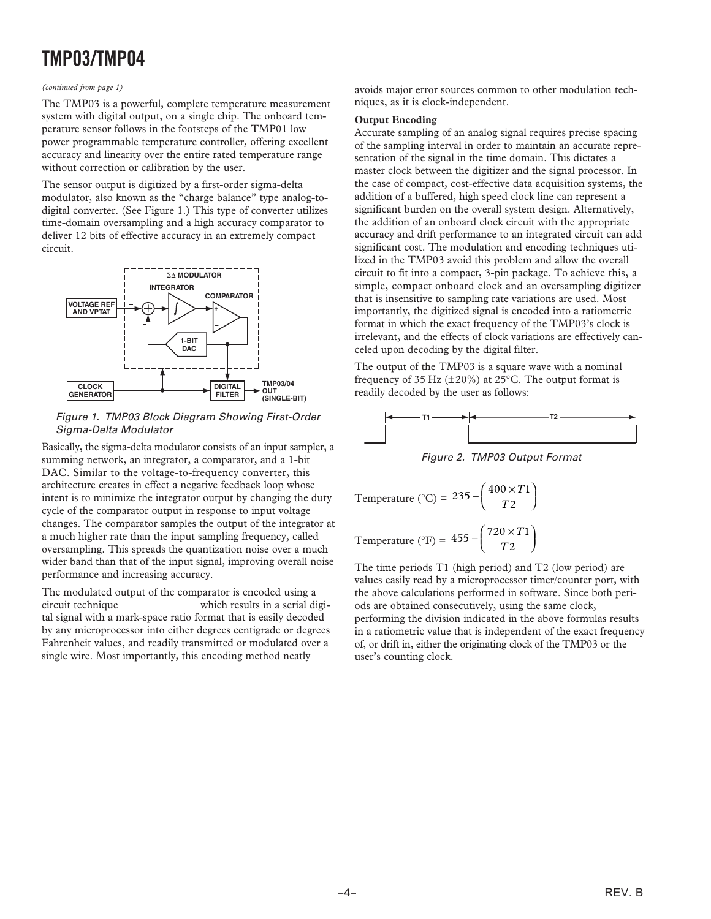*(continued from page 1)*

The TMP03 is a powerful, complete temperature measurement system with digital output, on a single chip. The onboard temperature sensor follows in the footsteps of the TMP01 low power programmable temperature controller, offering excellent accuracy and linearity over the entire rated temperature range without correction or calibration by the user.

The sensor output is digitized by a first-order sigma-delta modulator, also known as the "charge balance" type analog-to-digital converter. (See Figure 1.) This type of converter utilizes time-domain oversampling and a high accuracy comparator to deliver 12 bits of effective accuracy in an extremely compact circuit.

Figure 1. TMP03 Block Diagram Showing First-Order Sigma-Delta Modulator

Basically, the sigma-delta modulator consists of an input sampler, a summing network, an integrator, a comparator, and a 1-bit DAC. Similar to the voltage-to-frequency converter, this architecture creates in effect a negative feedback loop whose intent is to minimize the integrator output by changing the duty cycle of the comparator output in response to input voltage changes. The comparator samples the output of the integrator at a much higher rate than the input sampling frequency, called oversampling. This spreads the quantization noise over a much wider band than that of the input signal, improving overall noise performance and increasing accuracy.

The modulated output of the comparator is encoded using a circuit technique which results in a serial digital signal with a mark-space ratio format that is easily decoded by any microprocessor into either degrees centigrade or degrees Fahrenheit values, and readily transmitted or modulated over a single wire. Most importantly, this encoding method neatly avoids major error sources common to other modulation techniques, as it is clock-independent.

**Output Encoding**

Accurate sampling of an analog signal requires precise spacing of the sampling interval in order to maintain an accurate representation of the signal in the time domain. This dictates a master clock between the digitizer and the signal processor. In the case of compact, cost-effective data acquisition systems, the addition of a buffered, high speed clock line can represent a significant burden on the overall system design. Alternatively, the addition of an onboard clock circuit with the appropriate accuracy and drift performance to an integrated circuit can add significant cost. The modulation and encoding techniques utilized in the TMP03 avoid this problem and allow the overall circuit to fit into a compact, 3-pin package. To achieve this, a simple, compact onboard clock and an oversampling digitizer that is insensitive to sampling rate variations are used. Most importantly, the digitized signal is encoded into a ratiometric format in which the exact frequency of the TMP03's clock is irrelevant, and the effects of clock variations are effectively canceled upon decoding by the digital filter.

The output of the TMP03 is a square wave with a nominal frequency of 35 Hz (±20%) at 25°C. The output format is readily decoded by the user as follows:

Figure 2. TMP03 Output Format

$$\text{Temperature (°C)} = 235 - \left(\frac{400 \times T1}{T2}\right)$$

$$\text{Temperature (°F)} = 455 - \left(\frac{720 \times T1}{T2}\right)$$

The time periods T1 (high period) and T2 (low period) are values easily read by a microprocessor timer/counter port, with the above calculations performed in software. Since both periods are obtained consecutively, using the same clock, performing the division indicated in the above formulas results in a ratiometric value that is independent of the exact frequency of, or drift in, either the originating clock of the TMP03 or the user's counting clock.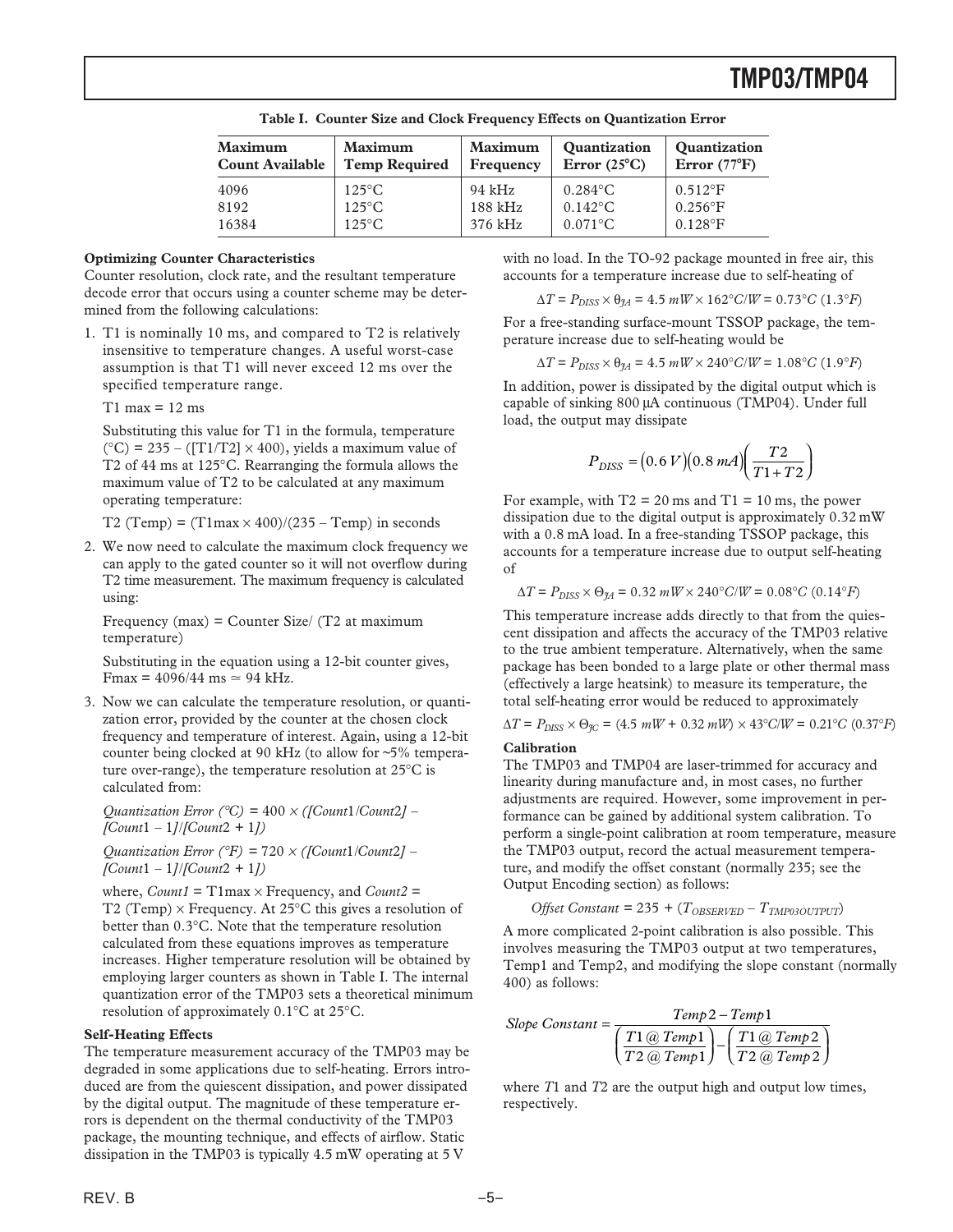**Table I. Counter Size and Clock Frequency Effects on Quantization Error**

| Maximum Count Available | Maximum Temp Required | Maximum Frequency | Quantization Error (25°C) | Quantization Error (77°F) |
|---|---|---|---|---|
| 4096 | 125°C | 94 kHz | 0.284°C | 0.512°F |
| 8192 | 125°C | 188 kHz | 0.142°C | 0.256°F |
| 16384 | 125°C | 376 kHz | 0.071°C | 0.128°F |

**Optimizing Counter Characteristics**

Counter resolution, clock rate, and the resultant temperature decode error that occurs using a counter scheme may be determined from the following calculations:

1. T1 is nominally 10 ms, and compared to T2 is relatively insensitive to temperature changes. A useful worst-case assumption is that T1 will never exceed 12 ms over the specified temperature range.

   T1 max = 12 ms

   Substituting this value for T1 in the formula, temperature (°C) = 235 – ([T1/T2] × 400), yields a maximum value of T2 of 44 ms at 125°C. Rearranging the formula allows the maximum value of T2 to be calculated at any maximum operating temperature:

   T2 (Temp) = (T1max × 400)/(235 – Temp) in seconds

2. We now need to calculate the maximum clock frequency we can apply to the gated counter so it will not overflow during T2 time measurement. The maximum frequency is calculated using:

   Frequency (max) = Counter Size/ (T2 at maximum temperature)

   Substituting in the equation using a 12-bit counter gives, Fmax = 4096/44 ms ≃ 94 kHz.

3. Now we can calculate the temperature resolution, or quantization error, provided by the counter at the chosen clock frequency and temperature of interest. Again, using a 12-bit counter being clocked at 90 kHz (to allow for ~5% temperature over-range), the temperature resolution at 25°C is calculated from:

   *Quantization Error (°C)* = 400 × *([Count*1/*Count*2*]* – *[Count*1 – 1*]*/*[Count*2 + 1*])*

   *Quantization Error (°F)* = 720 × *([Count*1/*Count*2*]* – *[Count*1 – 1*]*/*[Count*2 + 1*])*

   where, *Count1* = T1max × Frequency, and *Count2* = T2 (Temp) × Frequency. At 25°C this gives a resolution of better than 0.3°C. Note that the temperature resolution calculated from these equations improves as temperature increases. Higher temperature resolution will be obtained by employing larger counters as shown in Table I. The internal quantization error of the TMP03 sets a theoretical minimum resolution of approximately 0.1°C at 25°C.

**Self-Heating Effects**

The temperature measurement accuracy of the TMP03 may be degraded in some applications due to self-heating. Errors introduced are from the quiescent dissipation, and power dissipated by the digital output. The magnitude of these temperature errors is dependent on the thermal conductivity of the TMP03 package, the mounting technique, and effects of airflow. Static dissipation in the TMP03 is typically 4.5 mW operating at 5 V with no load. In the TO-92 package mounted in free air, this accounts for a temperature increase due to self-heating of

$$\Delta T = P_{DISS} \times \theta_{JA} = 4.5\ mW \times 162°C/W = 0.73°C\ (1.3°F)$$

For a free-standing surface-mount TSSOP package, the temperature increase due to self-heating would be

$$\Delta T = P_{DISS} \times \theta_{JA} = 4.5\ mW \times 240°C/W = 1.08°C\ (1.9°F)$$

In addition, power is dissipated by the digital output which is capable of sinking 800 µA continuous (TMP04). Under full load, the output may dissipate

$$P_{DISS} = (0.6\ V)(0.8\ mA)\left(\frac{T2}{T1+T2}\right)$$

For example, with T2 = 20 ms and T1 = 10 ms, the power dissipation due to the digital output is approximately 0.32 mW with a 0.8 mA load. In a free-standing TSSOP package, this accounts for a temperature increase due to output self-heating of

$$\Delta T = P_{DISS} \times \Theta_{JA} = 0.32\ mW \times 240°C/W = 0.08°C\ (0.14°F)$$

This temperature increase adds directly to that from the quiescent dissipation and affects the accuracy of the TMP03 relative to the true ambient temperature. Alternatively, when the same package has been bonded to a large plate or other thermal mass (effectively a large heatsink) to measure its temperature, the total self-heating error would be reduced to approximately

$$\Delta T = P_{DISS} \times \Theta_{JC} = (4.5\ mW + 0.32\ mW) \times 43°C/W = 0.21°C\ (0.37°F)$$

**Calibration**

The TMP03 and TMP04 are laser-trimmed for accuracy and linearity during manufacture and, in most cases, no further adjustments are required. However, some improvement in performance can be gained by additional system calibration. To perform a single-point calibration at room temperature, measure the TMP03 output, record the actual measurement temperature, and modify the offset constant (normally 235; see the Output Encoding section) as follows:

$$Offset\ Constant = 235 + (T_{OBSERVED} - T_{TMP03OUTPUT})$$

A more complicated 2-point calibration is also possible. This involves measuring the TMP03 output at two temperatures, Temp1 and Temp2, and modifying the slope constant (normally 400) as follows:

$$Slope\ Constant = \frac{Temp2 - Temp1}{\left(\frac{T1\ @\ Temp1}{T2\ @\ Temp1}\right) - \left(\frac{T1\ @\ Temp2}{T2\ @\ Temp2}\right)}$$

where *T*1 and *T*2 are the output high and output low times, respectively.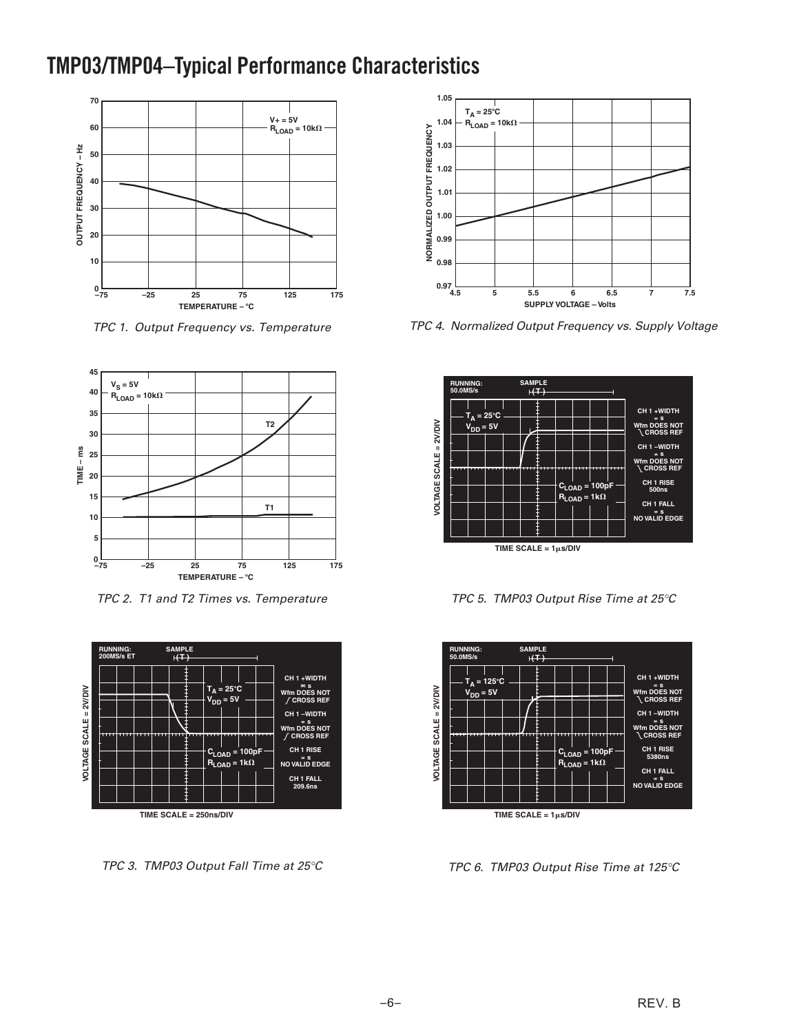# TMP03/TMP04–Typical Performance Characteristics

TPC 1. Output Frequency vs. Temperature

TPC 2. T1 and T2 Times vs. Temperature

TPC 3. TMP03 Output Fall Time at 25°C

TPC 4. Normalized Output Frequency vs. Supply Voltage

TPC 5. TMP03 Output Rise Time at 25°C

TPC 6. TMP03 Output Rise Time at 125°C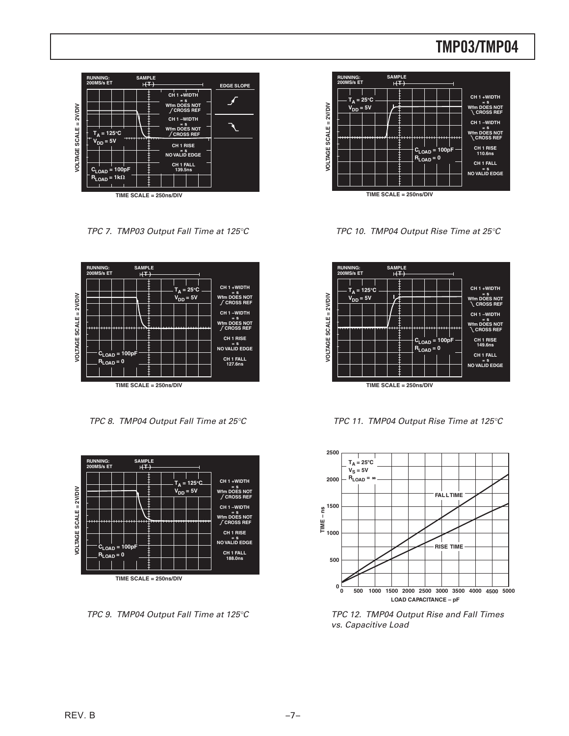TPC 7. TMP03 Output Fall Time at 125°C

TPC 8. TMP04 Output Fall Time at 25°C

TPC 9. TMP04 Output Fall Time at 125°C

TPC 10. TMP04 Output Rise Time at 25°C

TPC 11. TMP04 Output Rise Time at 125°C

TPC 12. TMP04 Output Rise and Fall Times vs. Capacitive Load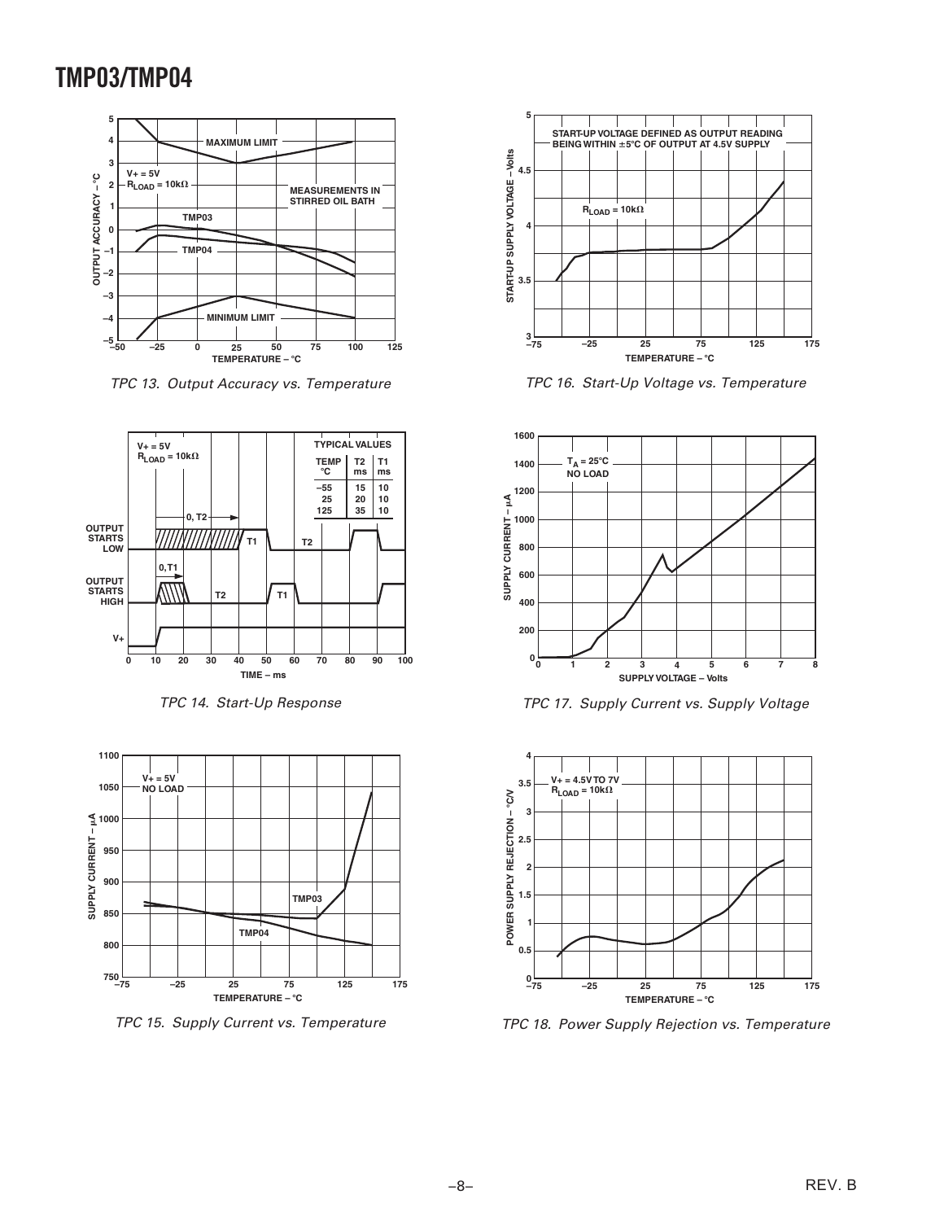TPC 13. Output Accuracy vs. Temperature

TPC 14. Start-Up Response

| TEMP °C | T2 ms | T1 ms |
|---|---|---|
| –55 | 15 | 10 |
| 25 | 20 | 10 |
| 125 | 35 | 10 |

TPC 15. Supply Current vs. Temperature

TPC 16. Start-Up Voltage vs. Temperature

TPC 17. Supply Current vs. Supply Voltage

TPC 18. Power Supply Rejection vs. Temperature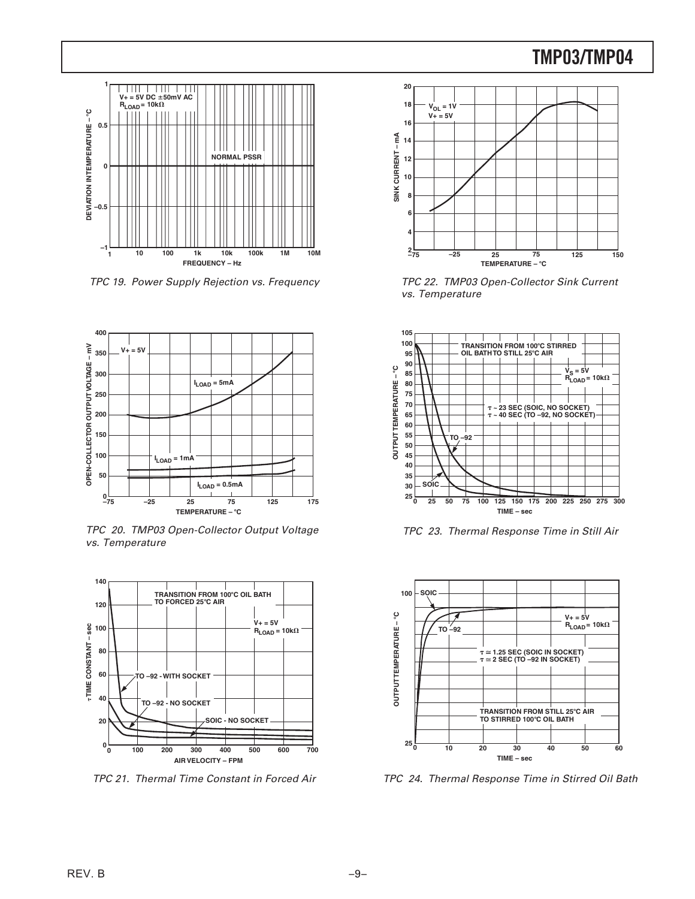TPC 19. Power Supply Rejection vs. Frequency

TPC 20. TMP03 Open-Collector Output Voltage vs. Temperature

TPC 21. Thermal Time Constant in Forced Air

TPC 22. TMP03 Open-Collector Sink Current vs. Temperature

TPC 23. Thermal Response Time in Still Air

TPC 24. Thermal Response Time in Stirred Oil Bath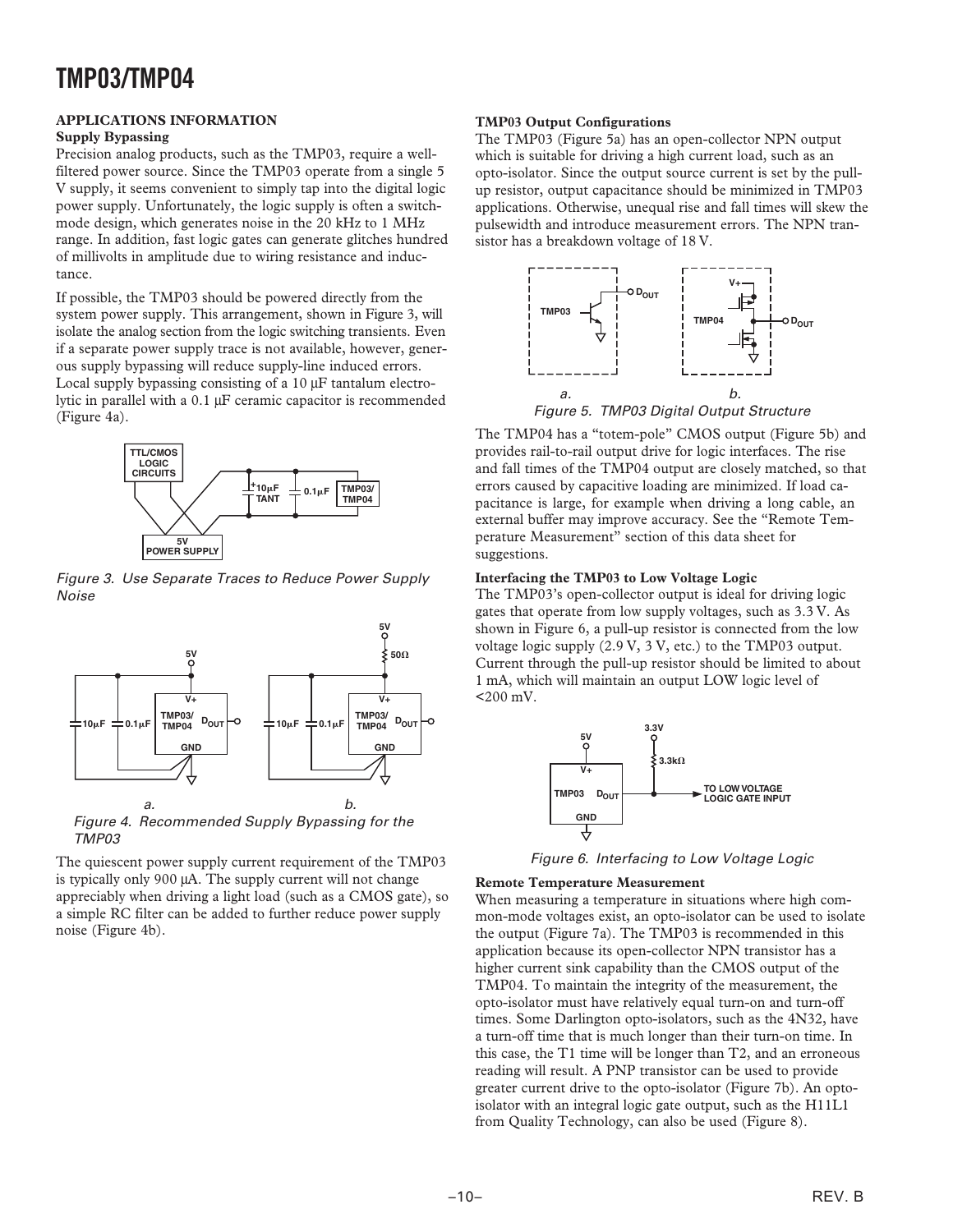## APPLICATIONS INFORMATION

### Supply Bypassing

Precision analog products, such as the TMP03, require a well-filtered power source. Since the TMP03 operate from a single 5 V supply, it seems convenient to simply tap into the digital logic power supply. Unfortunately, the logic supply is often a switch-mode design, which generates noise in the 20 kHz to 1 MHz range. In addition, fast logic gates can generate glitches hundred of millivolts in amplitude due to wiring resistance and inductance.

If possible, the TMP03 should be powered directly from the system power supply. This arrangement, shown in Figure 3, will isolate the analog section from the logic switching transients. Even if a separate power supply trace is not available, however, generous supply bypassing will reduce supply-line induced errors. Local supply bypassing consisting of a 10 µF tantalum electrolytic in parallel with a 0.1 µF ceramic capacitor is recommended (Figure 4a).

*Figure 3. Use Separate Traces to Reduce Power Supply Noise*

*Figure 4. Recommended Supply Bypassing for the TMP03*

The quiescent power supply current requirement of the TMP03 is typically only 900 µA. The supply current will not change appreciably when driving a light load (such as a CMOS gate), so a simple RC filter can be added to further reduce power supply noise (Figure 4b).

### TMP03 Output Configurations

The TMP03 (Figure 5a) has an open-collector NPN output which is suitable for driving a high current load, such as an opto-isolator. Since the output source current is set by the pull-up resistor, output capacitance should be minimized in TMP03 applications. Otherwise, unequal rise and fall times will skew the pulsewidth and introduce measurement errors. The NPN transistor has a breakdown voltage of 18 V.

*Figure 5. TMP03 Digital Output Structure*

The TMP04 has a "totem-pole" CMOS output (Figure 5b) and provides rail-to-rail output drive for logic interfaces. The rise and fall times of the TMP04 output are closely matched, so that errors caused by capacitive loading are minimized. If load capacitance is large, for example when driving a long cable, an external buffer may improve accuracy. See the "Remote Temperature Measurement" section of this data sheet for suggestions.

### Interfacing the TMP03 to Low Voltage Logic

The TMP03's open-collector output is ideal for driving logic gates that operate from low supply voltages, such as 3.3 V. As shown in Figure 6, a pull-up resistor is connected from the low voltage logic supply (2.9 V, 3 V, etc.) to the TMP03 output. Current through the pull-up resistor should be limited to about 1 mA, which will maintain an output LOW logic level of <200 mV.

*Figure 6. Interfacing to Low Voltage Logic*

### Remote Temperature Measurement

When measuring a temperature in situations where high common-mode voltages exist, an opto-isolator can be used to isolate the output (Figure 7a). The TMP03 is recommended in this application because its open-collector NPN transistor has a higher current sink capability than the CMOS output of the TMP04. To maintain the integrity of the measurement, the opto-isolator must have relatively equal turn-on and turn-off times. Some Darlington opto-isolators, such as the 4N32, have a turn-off time that is much longer than their turn-on time. In this case, the T1 time will be longer than T2, and an erroneous reading will result. A PNP transistor can be used to provide greater current drive to the opto-isolator (Figure 7b). An opto-isolator with an integral logic gate output, such as the H11L1 from Quality Technology, can also be used (Figure 8).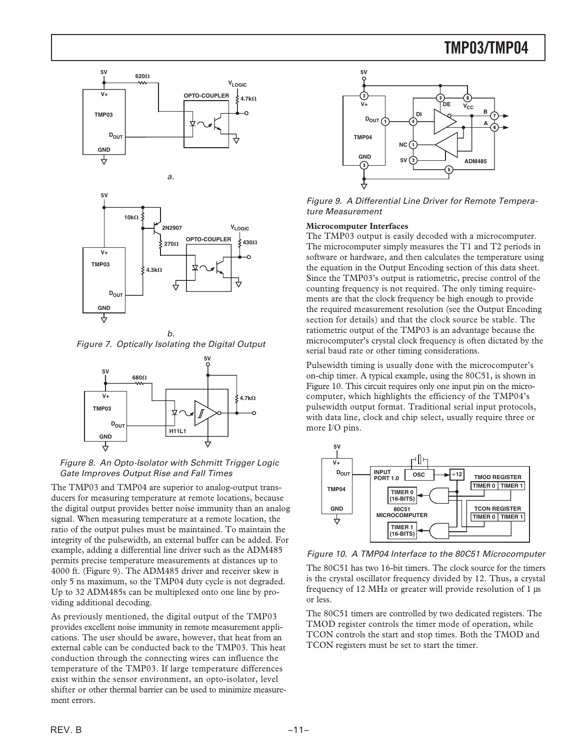*Figure 7. Optically Isolating the Digital Output*

*Figure 8. An Opto-Isolator with Schmitt Trigger Logic Gate Improves Output Rise and Fall Times*

The TMP03 and TMP04 are superior to analog-output transducers for measuring temperature at remote locations, because the digital output provides better noise immunity than an analog signal. When measuring temperature at a remote location, the ratio of the output pulses must be maintained. To maintain the integrity of the pulsewidth, an external buffer can be added. For example, adding a differential line driver such as the ADM485 permits precise temperature measurements at distances up to 4000 ft. (Figure 9). The ADM485 driver and receiver skew is only 5 ns maximum, so the TMP04 duty cycle is not degraded. Up to 32 ADM485s can be multiplexed onto one line by providing additional decoding.

As previously mentioned, the digital output of the TMP03 provides excellent noise immunity in remote measurement applications. The user should be aware, however, that heat from an external cable can be conducted back to the TMP03. This heat conduction through the connecting wires can influence the temperature of the TMP03. If large temperature differences exist within the sensor environment, an opto-isolator, level shifter or other thermal barrier can be used to minimize measurement errors.

*Figure 9. A Differential Line Driver for Remote Temperature Measurement*

**Microcomputer Interfaces**

The TMP03 output is easily decoded with a microcomputer. The microcomputer simply measures the T1 and T2 periods in software or hardware, and then calculates the temperature using the equation in the Output Encoding section of this data sheet. Since the TMP03's output is ratiometric, precise control of the counting frequency is not required. The only timing requirements are that the clock frequency be high enough to provide the required measurement resolution (see the Output Encoding section for details) and that the clock source be stable. The ratiometric output of the TMP03 is an advantage because the microcomputer's crystal clock frequency is often dictated by the serial baud rate or other timing considerations.

Pulsewidth timing is usually done with the microcomputer's on-chip timer. A typical example, using the 80C51, is shown in Figure 10. This circuit requires only one input pin on the microcomputer, which highlights the efficiency of the TMP04's pulsewidth output format. Traditional serial input protocols, with data line, clock and chip select, usually require three or more I/O pins.

*Figure 10. A TMP04 Interface to the 80C51 Microcomputer*

The 80C51 has two 16-bit timers. The clock source for the timers is the crystal oscillator frequency divided by 12. Thus, a crystal frequency of 12 MHz or greater will provide resolution of 1 µs or less.

The 80C51 timers are controlled by two dedicated registers. The TMOD register controls the timer mode of operation, while TCON controls the start and stop times. Both the TMOD and TCON registers must be set to start the timer.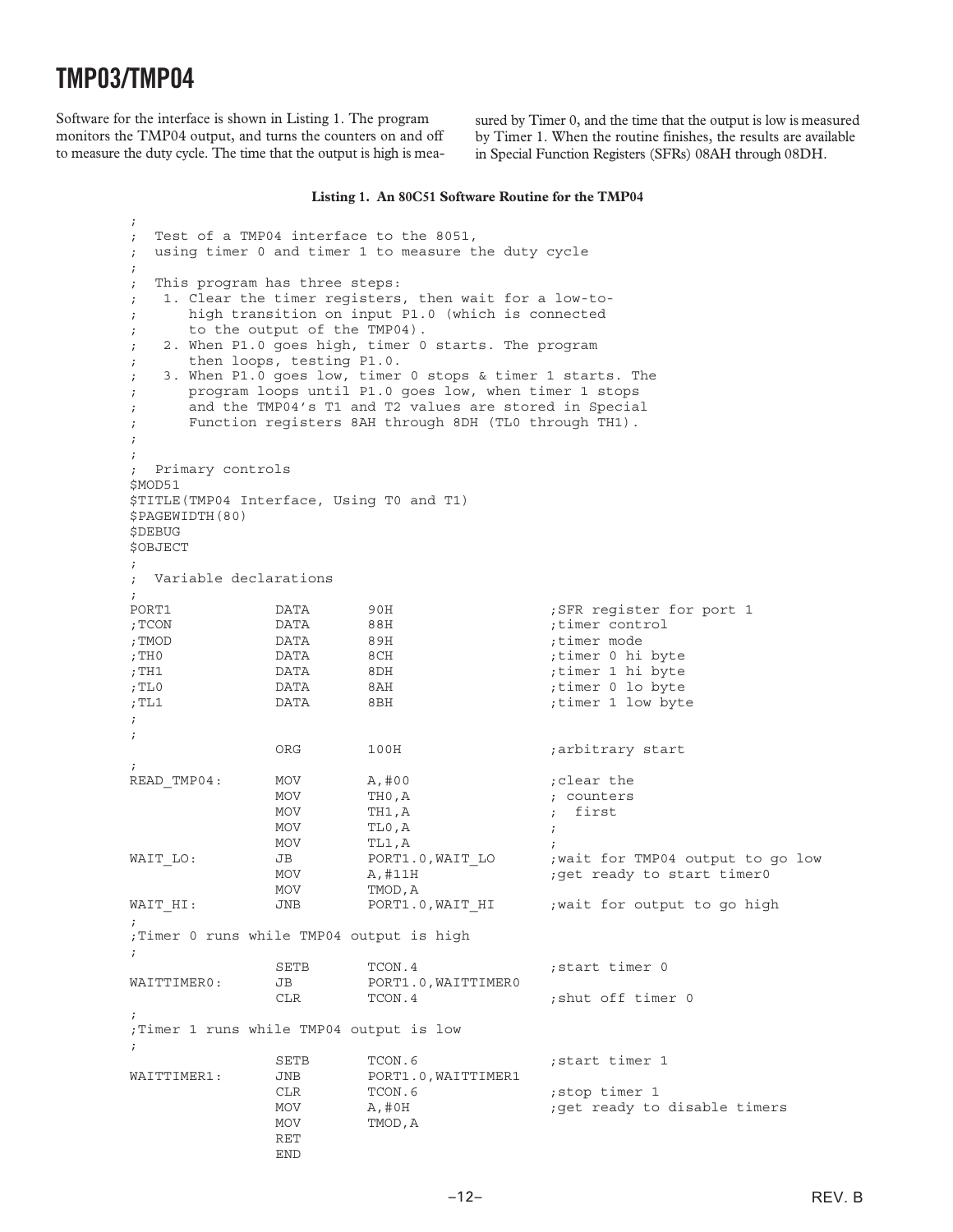Software for the interface is shown in Listing 1. The program monitors the TMP04 output, and turns the counters on and off to measure the duty cycle. The time that the output is high is measured by Timer 0, and the time that the output is low is measured by Timer 1. When the routine finishes, the results are available in Special Function Registers (SFRs) 08AH through 08DH.

**Listing 1. An 80C51 Software Routine for the TMP04**

```
;
;  Test of a TMP04 interface to the 8051,
;  using timer 0 and timer 1 to measure the duty cycle
;
;  This program has three steps:
;   1. Clear the timer registers, then wait for a low-to-
;      high transition on input P1.0 (which is connected
;      to the output of the TMP04).
;   2. When P1.0 goes high, timer 0 starts. The program
;      then loops, testing P1.0.
;   3. When P1.0 goes low, timer 0 stops & timer 1 starts. The
;      program loops until P1.0 goes low, when timer 1 stops
;      and the TMP04's T1 and T2 values are stored in Special
;      Function registers 8AH through 8DH (TL0 through TH1).
;
;
;  Primary controls
$MOD51
$TITLE(TMP04 Interface, Using T0 and T1)
$PAGEWIDTH(80)
$DEBUG
$OBJECT
;
;  Variable declarations
;
PORT1           DATA      90H                  ;SFR register for port 1
;TCON           DATA      88H                  ;timer control
;TMOD           DATA      89H                  ;timer mode
;TH0            DATA      8CH                  ;timer 0 hi byte
;TH1            DATA      8DH                  ;timer 1 hi byte
;TL0            DATA      8AH                  ;timer 0 lo byte
;TL1            DATA      8BH                  ;timer 1 low byte
;
;
                ORG       100H                 ;arbitrary start
;
READ_TMP04:     MOV       A,#00                ;clear the
                MOV       TH0,A                ; counters
                MOV       TH1,A                ;  first
                MOV       TL0,A                ;
                MOV       TL1,A                ;
WAIT_LO:        JB        PORT1.0,WAIT_LO      ;wait for TMP04 output to go low
                MOV       A,#11H               ;get ready to start timer0
                MOV       TMOD,A
WAIT_HI:        JNB       PORT1.0,WAIT_HI      ;wait for output to go high
;
;Timer 0 runs while TMP04 output is high
;
                SETB      TCON.4               ;start timer 0
WAITTIMER0:     JB        PORT1.0,WAITTIMER0
                CLR       TCON.4               ;shut off timer 0
;
;Timer 1 runs while TMP04 output is low
;
                SETB      TCON.6               ;start timer 1
WAITTIMER1:     JNB       PORT1.0,WAITTIMER1
                CLR       TCON.6               ;stop timer 1
                MOV       A,#0H                ;get ready to disable timers
                MOV       TMOD,A
                RET
                END
```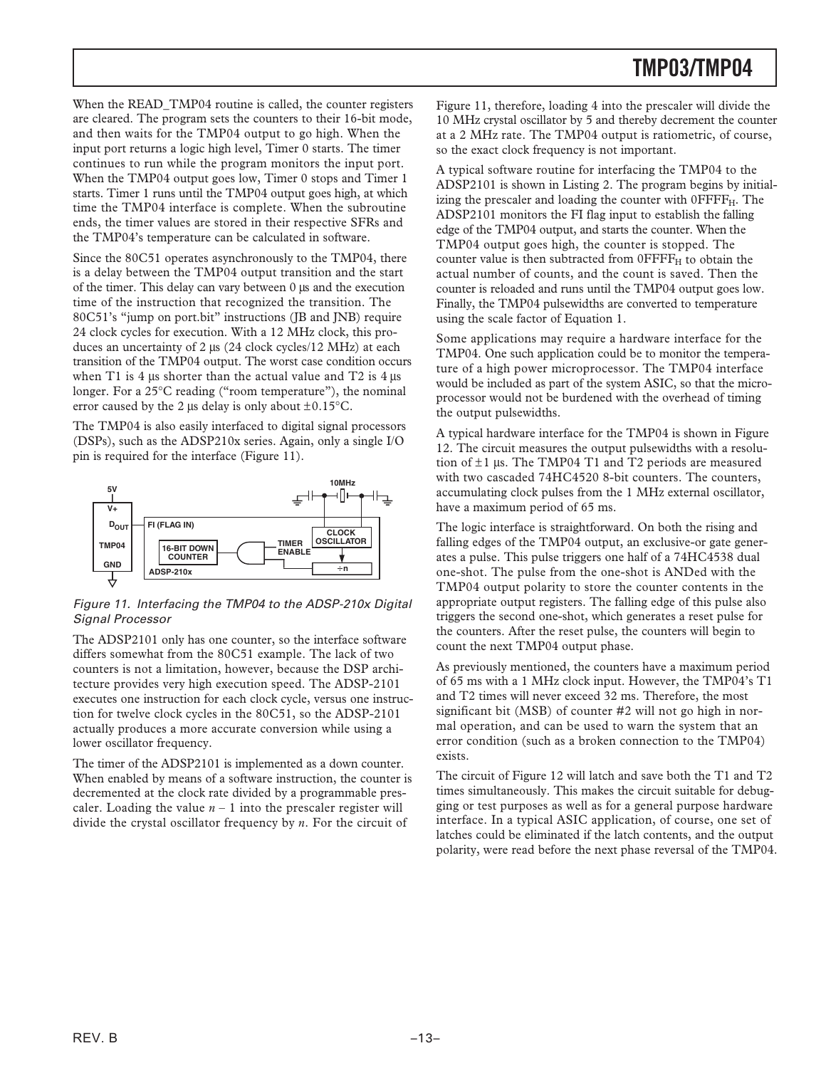When the READ_TMP04 routine is called, the counter registers are cleared. The program sets the counters to their 16-bit mode, and then waits for the TMP04 output to go high. When the input port returns a logic high level, Timer 0 starts. The timer continues to run while the program monitors the input port. When the TMP04 output goes low, Timer 0 stops and Timer 1 starts. Timer 1 runs until the TMP04 output goes high, at which time the TMP04 interface is complete. When the subroutine ends, the timer values are stored in their respective SFRs and the TMP04's temperature can be calculated in software.

Since the 80C51 operates asynchronously to the TMP04, there is a delay between the TMP04 output transition and the start of the timer. This delay can vary between 0 µs and the execution time of the instruction that recognized the transition. The 80C51's "jump on port.bit" instructions (JB and JNB) require 24 clock cycles for execution. With a 12 MHz clock, this produces an uncertainty of 2 µs (24 clock cycles/12 MHz) at each transition of the TMP04 output. The worst case condition occurs when T1 is 4 µs shorter than the actual value and T2 is 4 µs longer. For a 25°C reading ("room temperature"), the nominal error caused by the 2 µs delay is only about ±0.15°C.

The TMP04 is also easily interfaced to digital signal processors (DSPs), such as the ADSP210x series. Again, only a single I/O pin is required for the interface (Figure 11).

*Figure 11. Interfacing the TMP04 to the ADSP-210x Digital Signal Processor*

The ADSP2101 only has one counter, so the interface software differs somewhat from the 80C51 example. The lack of two counters is not a limitation, however, because the DSP architecture provides very high execution speed. The ADSP-2101 executes one instruction for each clock cycle, versus one instruction for twelve clock cycles in the 80C51, so the ADSP-2101 actually produces a more accurate conversion while using a lower oscillator frequency.

The timer of the ADSP2101 is implemented as a down counter. When enabled by means of a software instruction, the counter is decremented at the clock rate divided by a programmable prescaler. Loading the value $n - 1$ into the prescaler register will divide the crystal oscillator frequency by $n$. For the circuit of Figure 11, therefore, loading 4 into the prescaler will divide the 10 MHz crystal oscillator by 5 and thereby decrement the counter at a 2 MHz rate. The TMP04 output is ratiometric, of course, so the exact clock frequency is not important.

A typical software routine for interfacing the TMP04 to the ADSP2101 is shown in Listing 2. The program begins by initializing the prescaler and loading the counter with $0FFFF_H$. The ADSP2101 monitors the FI flag input to establish the falling edge of the TMP04 output, and starts the counter. When the TMP04 output goes high, the counter is stopped. The counter value is then subtracted from $0FFFF_H$ to obtain the actual number of counts, and the count is saved. Then the counter is reloaded and runs until the TMP04 output goes low. Finally, the TMP04 pulsewidths are converted to temperature using the scale factor of Equation 1.

Some applications may require a hardware interface for the TMP04. One such application could be to monitor the temperature of a high power microprocessor. The TMP04 interface would be included as part of the system ASIC, so that the microprocessor would not be burdened with the overhead of timing the output pulsewidths.

A typical hardware interface for the TMP04 is shown in Figure 12. The circuit measures the output pulsewidths with a resolution of ±1 µs. The TMP04 T1 and T2 periods are measured with two cascaded 74HC4520 8-bit counters. The counters, accumulating clock pulses from the 1 MHz external oscillator, have a maximum period of 65 ms.

The logic interface is straightforward. On both the rising and falling edges of the TMP04 output, an exclusive-or gate generates a pulse. This pulse triggers one half of a 74HC4538 dual one-shot. The pulse from the one-shot is ANDed with the TMP04 output polarity to store the counter contents in the appropriate output registers. The falling edge of this pulse also triggers the second one-shot, which generates a reset pulse for the counters. After the reset pulse, the counters will begin to count the next TMP04 output phase.

As previously mentioned, the counters have a maximum period of 65 ms with a 1 MHz clock input. However, the TMP04's T1 and T2 times will never exceed 32 ms. Therefore, the most significant bit (MSB) of counter #2 will not go high in normal operation, and can be used to warn the system that an error condition (such as a broken connection to the TMP04) exists.

The circuit of Figure 12 will latch and save both the T1 and T2 times simultaneously. This makes the circuit suitable for debugging or test purposes as well as for a general purpose hardware interface. In a typical ASIC application, of course, one set of latches could be eliminated if the latch contents, and the output polarity, were read before the next phase reversal of the TMP04.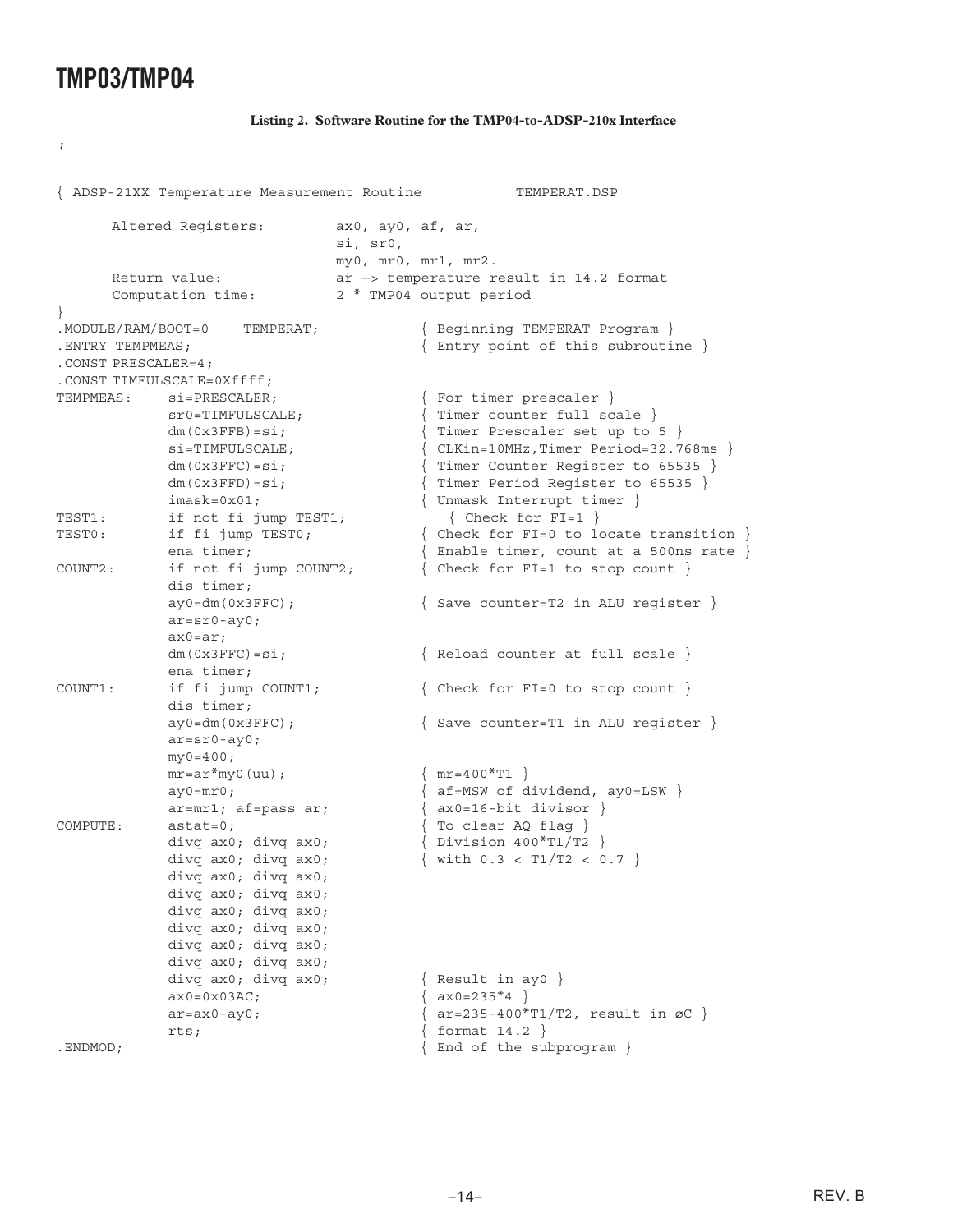**Listing 2. Software Routine for the TMP04-to-ADSP-210x Interface**

```
;

{ ADSP-21XX Temperature Measurement Routine           TEMPERAT.DSP

      Altered Registers:          ax0, ay0, af, ar,
                                  si, sr0,
                                  my0, mr0, mr1, mr2.
      Return value:               ar —> temperature result in 14.2 format
      Computation time:           2 * TMP04 output period
}
.MODULE/RAM/BOOT=0    TEMPERAT;            { Beginning TEMPERAT Program }
.ENTRY TEMPMEAS;                           { Entry point of this subroutine }
.CONST PRESCALER=4;
.CONST TIMFULSCALE=0Xffff;
TEMPMEAS:     si=PRESCALER;                { For timer prescaler }
              sr0=TIMFULSCALE;             { Timer counter full scale }
              dm(0x3FFB)=si;               { Timer Prescaler set up to 5 }
              si=TIMFULSCALE;              { CLKin=10MHz,Timer Period=32.768ms }
              dm(0x3FFC)=si;               { Timer Counter Register to 65535 }
              dm(0x3FFD)=si;               { Timer Period Register to 65535 }
              imask=0x01;                  { Unmask Interrupt timer }
TEST1:        if not fi jump TEST1;          { Check for FI=1 }
TEST0:        if fi jump TEST0;            { Check for FI=0 to locate transition }
              ena timer;                   { Enable timer, count at a 500ns rate }
COUNT2:       if not fi jump COUNT2;       { Check for FI=1 to stop count }
              dis timer;
              ay0=dm(0x3FFC);              { Save counter=T2 in ALU register }
              ar=sr0-ay0;
              ax0=ar;
              dm(0x3FFC)=si;               { Reload counter at full scale }
              ena timer;
COUNT1:       if fi jump COUNT1;           { Check for FI=0 to stop count }
              dis timer;
              ay0=dm(0x3FFC);              { Save counter=T1 in ALU register }
              ar=sr0-ay0;
              my0=400;
              mr=ar*my0(uu);               { mr=400*T1 }
              ay0=mr0;                     { af=MSW of dividend, ay0=LSW }
              ar=mr1; af=pass ar;          { ax0=16-bit divisor }
COMPUTE:      astat=0;                     { To clear AQ flag }
              divq ax0; divq ax0;          { Division 400*T1/T2 }
              divq ax0; divq ax0;          { with 0.3 < T1/T2 < 0.7 }
              divq ax0; divq ax0;
              divq ax0; divq ax0;
              divq ax0; divq ax0;
              divq ax0; divq ax0;
              divq ax0; divq ax0;
              divq ax0; divq ax0;
              divq ax0; divq ax0;          { Result in ay0 }
              ax0=0x03AC;                  { ax0=235*4 }
              ar=ax0-ay0;                  { ar=235-400*T1/T2, result in °C }
              rts;                         { format 14.2 }
.ENDMOD;                                   { End of the subprogram }
```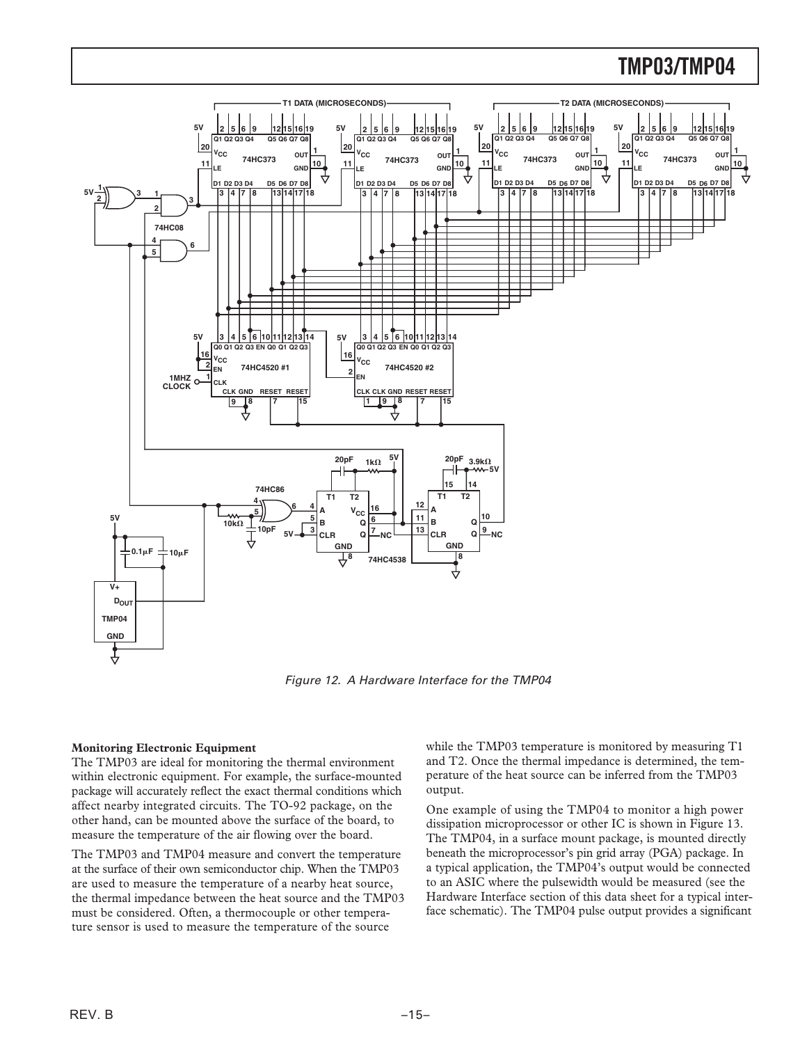*Figure 12. A Hardware Interface for the TMP04*

**Monitoring Electronic Equipment**

The TMP03 are ideal for monitoring the thermal environment within electronic equipment. For example, the surface-mounted package will accurately reflect the exact thermal conditions which affect nearby integrated circuits. The TO-92 package, on the other hand, can be mounted above the surface of the board, to measure the temperature of the air flowing over the board.

The TMP03 and TMP04 measure and convert the temperature at the surface of their own semiconductor chip. When the TMP03 are used to measure the temperature of a nearby heat source, the thermal impedance between the heat source and the TMP03 must be considered. Often, a thermocouple or other temperature sensor is used to measure the temperature of the source while the TMP03 temperature is monitored by measuring T1 and T2. Once the thermal impedance is determined, the temperature of the heat source can be inferred from the TMP03 output.

One example of using the TMP04 to monitor a high power dissipation microprocessor or other IC is shown in Figure 13. The TMP04, in a surface mount package, is mounted directly beneath the microprocessor's pin grid array (PGA) package. In a typical application, the TMP04's output would be connected to an ASIC where the pulsewidth would be measured (see the Hardware Interface section of this data sheet for a typical interface schematic). The TMP04 pulse output provides a significant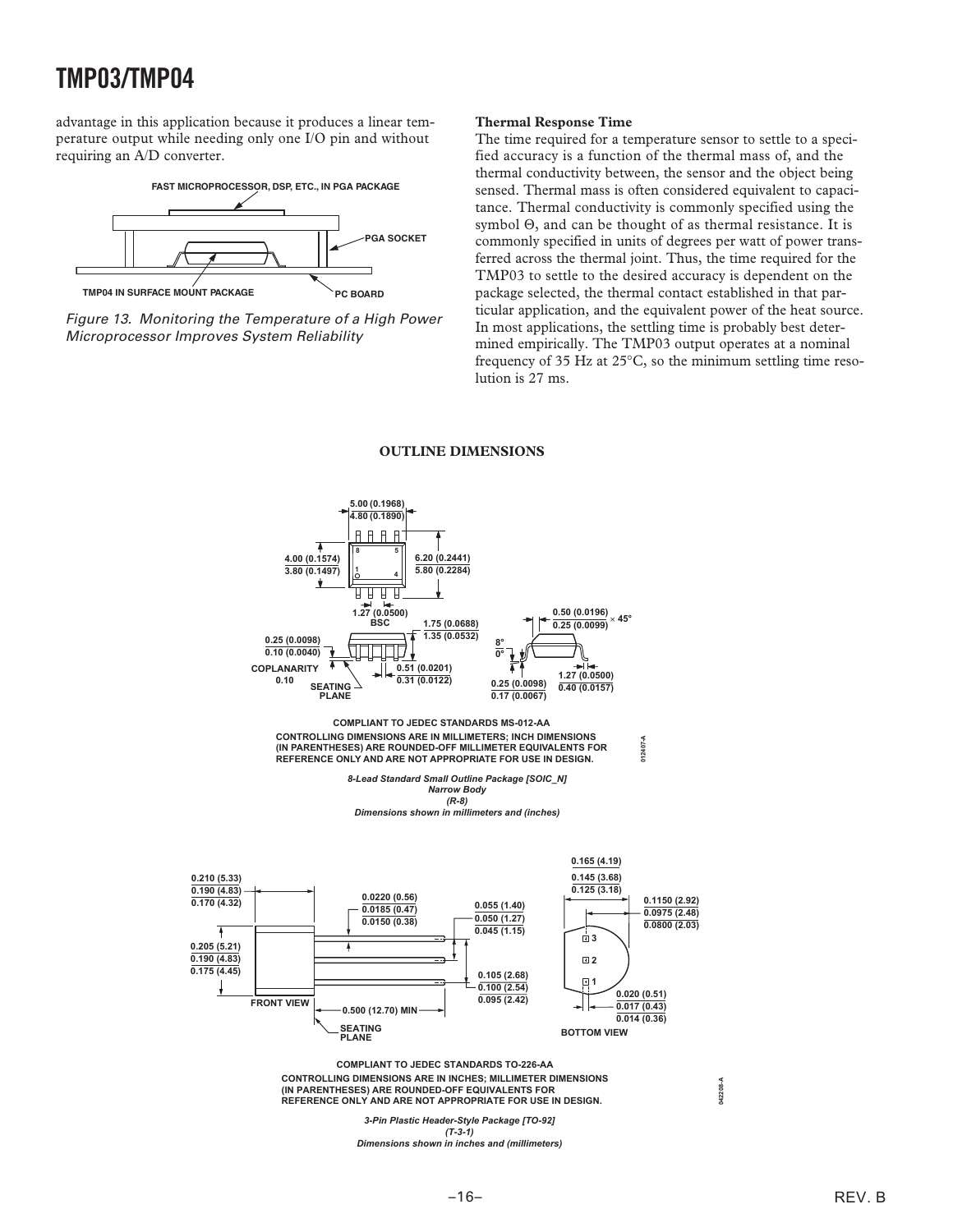advantage in this application because it produces a linear temperature output while needing only one I/O pin and without requiring an A/D converter.

*Figure 13. Monitoring the Temperature of a High Power Microprocessor Improves System Reliability*

### Thermal Response Time

The time required for a temperature sensor to settle to a specified accuracy is a function of the thermal mass of, and the thermal conductivity between, the sensor and the object being sensed. Thermal mass is often considered equivalent to capacitance. Thermal conductivity is commonly specified using the symbol Θ, and can be thought of as thermal resistance. It is commonly specified in units of degrees per watt of power transferred across the thermal joint. Thus, the time required for the TMP03 to settle to the desired accuracy is dependent on the package selected, the thermal contact established in that particular application, and the equivalent power of the heat source. In most applications, the settling time is probably best determined empirically. The TMP03 output operates at a nominal frequency of 35 Hz at 25°C, so the minimum settling time resolution is 27 ms.

## OUTLINE DIMENSIONS

COMPLIANT TO JEDEC STANDARDS MS-012-AA

CONTROLLING DIMENSIONS ARE IN MILLIMETERS; INCH DIMENSIONS (IN PARENTHESES) ARE ROUNDED-OFF MILLIMETER EQUIVALENTS FOR REFERENCE ONLY AND ARE NOT APPROPRIATE FOR USE IN DESIGN.

*8-Lead Standard Small Outline Package [SOIC_N]*
*Narrow Body*
*(R-8)*
*Dimensions shown in millimeters and (inches)*

COMPLIANT TO JEDEC STANDARDS TO-226-AA

CONTROLLING DIMENSIONS ARE IN INCHES; MILLIMETER DIMENSIONS (IN PARENTHESES) ARE ROUNDED-OFF EQUIVALENTS FOR REFERENCE ONLY AND ARE NOT APPROPRIATE FOR USE IN DESIGN.

*3-Pin Plastic Header-Style Package [TO-92]*
*(T-3-1)*
*Dimensions shown in inches and (millimeters)*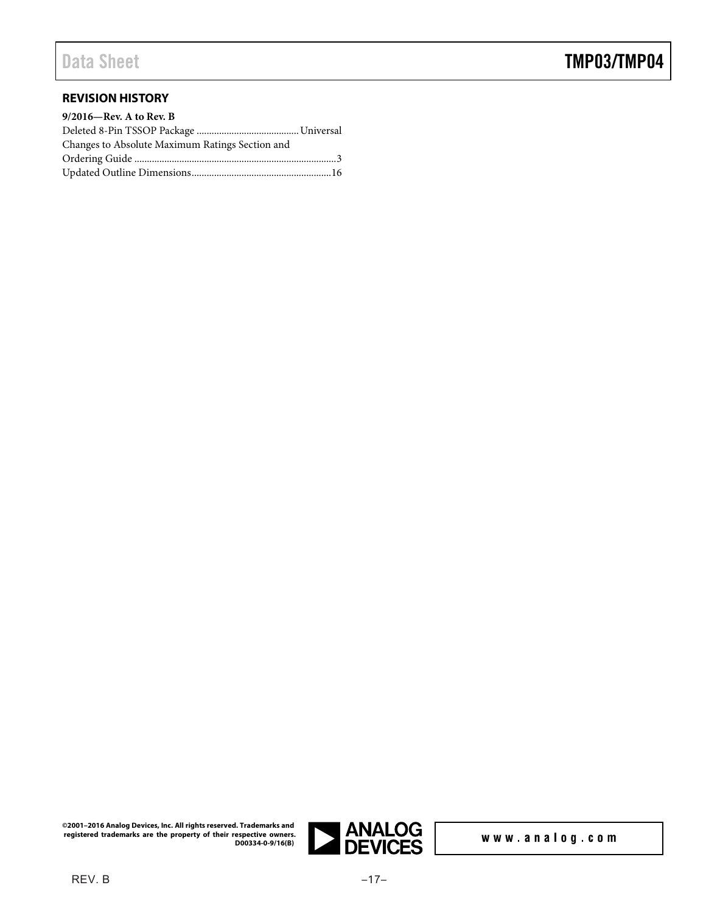## REVISION HISTORY

**9/2016—Rev. A to Rev. B**

Deleted 8-Pin TSSOP Package ........................................ Universal
Changes to Absolute Maximum Ratings Section and
Ordering Guide ...............................................................................3
Updated Outline Dimensions.......................................................16

**©2001–2016 Analog Devices, Inc. All rights reserved. Trademarks and registered trademarks are the property of their respective owners. D00334-0-9/16(B)**

www.analog.com